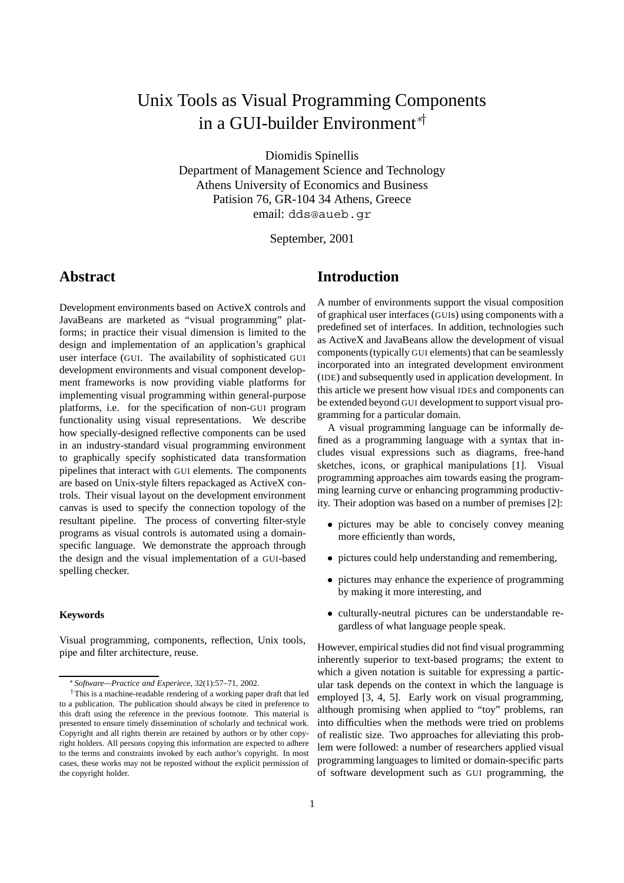# Unix Tools as Visual Programming Components in a GUI-builder Environment[*†]

Diomidis Spinellis
Department of Management Science and Technology
Athens University of Economics and Business
Patision 76, GR-104 34 Athens, Greece
email: `dds@aueb.gr`

September, 2001

## Abstract

Development environments based on ActiveX controls and JavaBeans are marketed as "visual programming" platforms; in practice their visual dimension is limited to the design and implementation of an application's graphical user interface (GUI. The availability of sophisticated GUI development environments and visual component development frameworks is now providing viable platforms for implementing visual programming within general-purpose platforms, i.e. for the specification of non-GUI program functionality using visual representations. We describe how specially-designed reflective components can be used in an industry-standard visual programming environment to graphically specify sophisticated data transformation pipelines that interact with GUI elements. The components are based on Unix-style filters repackaged as ActiveX controls. Their visual layout on the development environment canvas is used to specify the connection topology of the resultant pipeline. The process of converting filter-style programs as visual controls is automated using a domain-specific language. We demonstrate the approach through the design and the visual implementation of a GUI-based spelling checker.

#### Keywords

Visual programming, components, reflection, Unix tools, pipe and filter architecture, reuse.

## Introduction

A number of environments support the visual composition of graphical user interfaces (GUIs) using components with a predefined set of interfaces. In addition, technologies such as ActiveX and JavaBeans allow the development of visual components (typically GUI elements) that can be seamlessly incorporated into an integrated development environment (IDE) and subsequently used in application development. In this article we present how visual IDEs and components can be extended beyond GUI development to support visual programming for a particular domain.

A visual programming language can be informally defined as a programming language with a syntax that includes visual expressions such as diagrams, free-hand sketches, icons, or graphical manipulations [1]. Visual programming approaches aim towards easing the programming learning curve or enhancing programming productivity. Their adoption was based on a number of premises [2]:

- pictures may be able to concisely convey meaning more efficiently than words,
- pictures could help understanding and remembering,
- pictures may enhance the experience of programming by making it more interesting, and
- culturally-neutral pictures can be understandable regardless of what language people speak.

However, empirical studies did not find visual programming inherently superior to text-based programs; the extent to which a given notation is suitable for expressing a particular task depends on the context in which the language is employed [3, 4, 5]. Early work on visual programming, although promising when applied to "toy" problems, ran into difficulties when the methods were tried on problems of realistic size. Two approaches for alleviating this problem were followed: a number of researchers applied visual programming languages to limited or domain-specific parts of software development such as GUI programming, the

[*] *Software—Practice and Experiece*, 32(1):57–71, 2002.

[†] This is a machine-readable rendering of a working paper draft that led to a publication. The publication should always be cited in preference to this draft using the reference in the previous footnote. This material is presented to ensure timely dissemination of scholarly and technical work. Copyright and all rights therein are retained by authors or by other copyright holders. All persons copying this information are expected to adhere to the terms and constraints invoked by each author's copyright. In most cases, these works may not be reposted without the explicit permission of the copyright holder.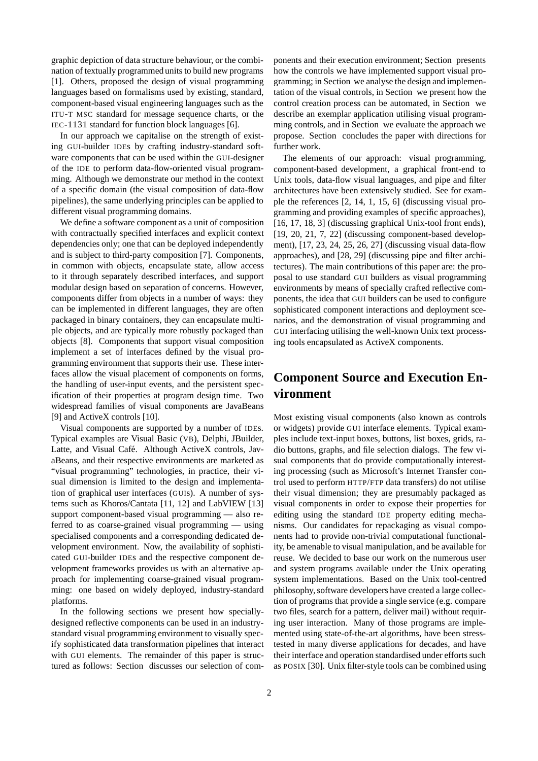graphic depiction of data structure behaviour, or the combination of textually programmed units to build new programs [1]. Others, proposed the design of visual programming languages based on formalisms used by existing, standard, component-based visual engineering languages such as the ITU-T MSC standard for message sequence charts, or the IEC-1131 standard for function block languages [6].

In our approach we capitalise on the strength of existing GUI-builder IDEs by crafting industry-standard software components that can be used within the GUI-designer of the IDE to perform data-flow-oriented visual programming. Although we demonstrate our method in the context of a specific domain (the visual composition of data-flow pipelines), the same underlying principles can be applied to different visual programming domains.

We define a software component as a unit of composition with contractually specified interfaces and explicit context dependencies only; one that can be deployed independently and is subject to third-party composition [7]. Components, in common with objects, encapsulate state, allow access to it through separately described interfaces, and support modular design based on separation of concerns. However, components differ from objects in a number of ways: they can be implemented in different languages, they are often packaged in binary containers, they can encapsulate multiple objects, and are typically more robustly packaged than objects [8]. Components that support visual composition implement a set of interfaces defined by the visual programming environment that supports their use. These interfaces allow the visual placement of components on forms, the handling of user-input events, and the persistent specification of their properties at program design time. Two widespread families of visual components are JavaBeans [9] and ActiveX controls [10].

Visual components are supported by a number of IDEs. Typical examples are Visual Basic (VB), Delphi, JBuilder, Latte, and Visual Café. Although ActiveX controls, JavaBeans, and their respective environments are marketed as "visual programming" technologies, in practice, their visual dimension is limited to the design and implementation of graphical user interfaces (GUIs). A number of systems such as Khoros/Cantata [11, 12] and LabVIEW [13] support component-based visual programming — also referred to as coarse-grained visual programming — using specialised components and a corresponding dedicated development environment. Now, the availability of sophisticated GUI-builder IDEs and the respective component development frameworks provides us with an alternative approach for implementing coarse-grained visual programming: one based on widely deployed, industry-standard platforms.

In the following sections we present how specially-designed reflective components can be used in an industry-standard visual programming environment to visually specify sophisticated data transformation pipelines that interact with GUI elements. The remainder of this paper is structured as follows: Section discusses our selection of components and their execution environment; Section presents how the controls we have implemented support visual programming; in Section we analyse the design and implementation of the visual controls, in Section we present how the control creation process can be automated, in Section we describe an exemplar application utilising visual programming controls, and in Section we evaluate the approach we propose. Section concludes the paper with directions for further work.

The elements of our approach: visual programming, component-based development, a graphical front-end to Unix tools, data-flow visual languages, and pipe and filter architectures have been extensively studied. See for example the references [2, 14, 1, 15, 6] (discussing visual programming and providing examples of specific approaches), [16, 17, 18, 3] (discussing graphical Unix-tool front ends), [19, 20, 21, 7, 22] (discussing component-based development), [17, 23, 24, 25, 26, 27] (discussing visual data-flow approaches), and [28, 29] (discussing pipe and filter architectures). The main contributions of this paper are: the proposal to use standard GUI builders as visual programming environments by means of specially crafted reflective components, the idea that GUI builders can be used to configure sophisticated component interactions and deployment scenarios, and the demonstration of visual programming and GUI interfacing utilising the well-known Unix text processing tools encapsulated as ActiveX components.

## Component Source and Execution Environment

Most existing visual components (also known as controls or widgets) provide GUI interface elements. Typical examples include text-input boxes, buttons, list boxes, grids, radio buttons, graphs, and file selection dialogs. The few visual components that do provide computationally interesting processing (such as Microsoft's Internet Transfer control used to perform HTTP/FTP data transfers) do not utilise their visual dimension; they are presumably packaged as visual components in order to expose their properties for editing using the standard IDE property editing mechanisms. Our candidates for repackaging as visual components had to provide non-trivial computational functionality, be amenable to visual manipulation, and be available for reuse. We decided to base our work on the numerous user and system programs available under the Unix operating system implementations. Based on the Unix tool-centred philosophy, software developers have created a large collection of programs that provide a single service (e.g. compare two files, search for a pattern, deliver mail) without requiring user interaction. Many of those programs are implemented using state-of-the-art algorithms, have been stress-tested in many diverse applications for decades, and have their interface and operation standardised under efforts such as POSIX [30]. Unix filter-style tools can be combined using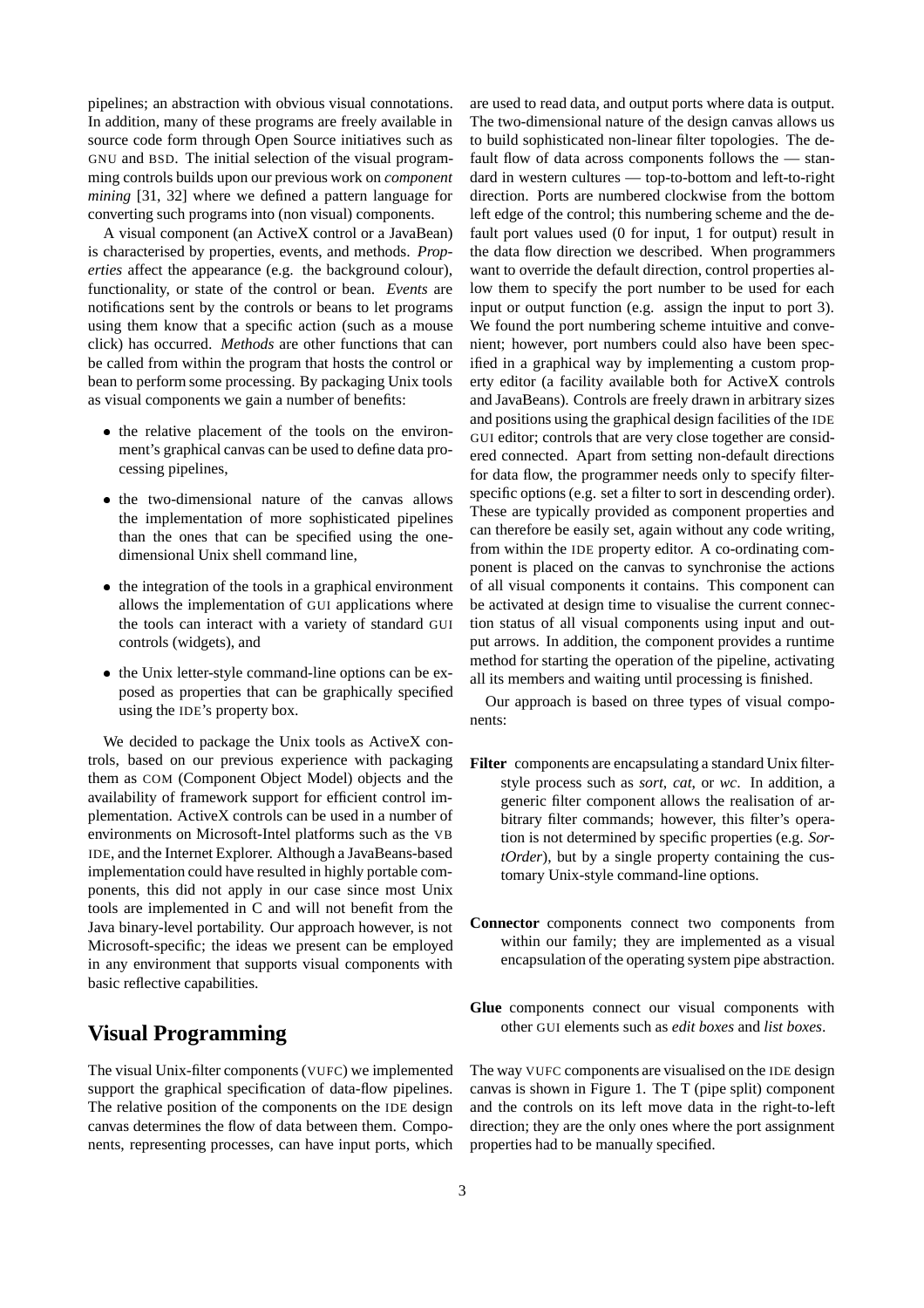pipelines; an abstraction with obvious visual connotations. In addition, many of these programs are freely available in source code form through Open Source initiatives such as GNU and BSD. The initial selection of the visual programming controls builds upon our previous work on *component mining* [31, 32] where we defined a pattern language for converting such programs into (non visual) components.

A visual component (an ActiveX control or a JavaBean) is characterised by properties, events, and methods. *Properties* affect the appearance (e.g. the background colour), functionality, or state of the control or bean. *Events* are notifications sent by the controls or beans to let programs using them know that a specific action (such as a mouse click) has occurred. *Methods* are other functions that can be called from within the program that hosts the control or bean to perform some processing. By packaging Unix tools as visual components we gain a number of benefits:

- the relative placement of the tools on the environment's graphical canvas can be used to define data processing pipelines,
- the two-dimensional nature of the canvas allows the implementation of more sophisticated pipelines than the ones that can be specified using the one-dimensional Unix shell command line,
- the integration of the tools in a graphical environment allows the implementation of GUI applications where the tools can interact with a variety of standard GUI controls (widgets), and
- the Unix letter-style command-line options can be exposed as properties that can be graphically specified using the IDE's property box.

We decided to package the Unix tools as ActiveX controls, based on our previous experience with packaging them as COM (Component Object Model) objects and the availability of framework support for efficient control implementation. ActiveX controls can be used in a number of environments on Microsoft-Intel platforms such as the VB IDE, and the Internet Explorer. Although a JavaBeans-based implementation could have resulted in highly portable components, this did not apply in our case since most Unix tools are implemented in C and will not benefit from the Java binary-level portability. Our approach however, is not Microsoft-specific; the ideas we present can be employed in any environment that supports visual components with basic reflective capabilities.

## Visual Programming

The visual Unix-filter components (VUFC) we implemented support the graphical specification of data-flow pipelines. The relative position of the components on the IDE design canvas determines the flow of data between them. Components, representing processes, can have input ports, which are used to read data, and output ports where data is output. The two-dimensional nature of the design canvas allows us to build sophisticated non-linear filter topologies. The default flow of data across components follows the — standard in western cultures — top-to-bottom and left-to-right direction. Ports are numbered clockwise from the bottom left edge of the control; this numbering scheme and the default port values used (0 for input, 1 for output) result in the data flow direction we described. When programmers want to override the default direction, control properties allow them to specify the port number to be used for each input or output function (e.g. assign the input to port 3). We found the port numbering scheme intuitive and convenient; however, port numbers could also have been specified in a graphical way by implementing a custom property editor (a facility available both for ActiveX controls and JavaBeans). Controls are freely drawn in arbitrary sizes and positions using the graphical design facilities of the IDE GUI editor; controls that are very close together are considered connected. Apart from setting non-default directions for data flow, the programmer needs only to specify filter-specific options (e.g. set a filter to sort in descending order). These are typically provided as component properties and can therefore be easily set, again without any code writing, from within the IDE property editor. A co-ordinating component is placed on the canvas to synchronise the actions of all visual components it contains. This component can be activated at design time to visualise the current connection status of all visual components using input and output arrows. In addition, the component provides a runtime method for starting the operation of the pipeline, activating all its members and waiting until processing is finished.

Our approach is based on three types of visual components:

**Filter** components are encapsulating a standard Unix filter-style process such as *sort*, *cat*, or *wc*. In addition, a generic filter component allows the realisation of arbitrary filter commands; however, this filter's operation is not determined by specific properties (e.g. *SortOrder*), but by a single property containing the customary Unix-style command-line options.

**Connector** components connect two components from within our family; they are implemented as a visual encapsulation of the operating system pipe abstraction.

**Glue** components connect our visual components with other GUI elements such as *edit boxes* and *list boxes*.

The way VUFC components are visualised on the IDE design canvas is shown in Figure 1. The T (pipe split) component and the controls on its left move data in the right-to-left direction; they are the only ones where the port assignment properties had to be manually specified.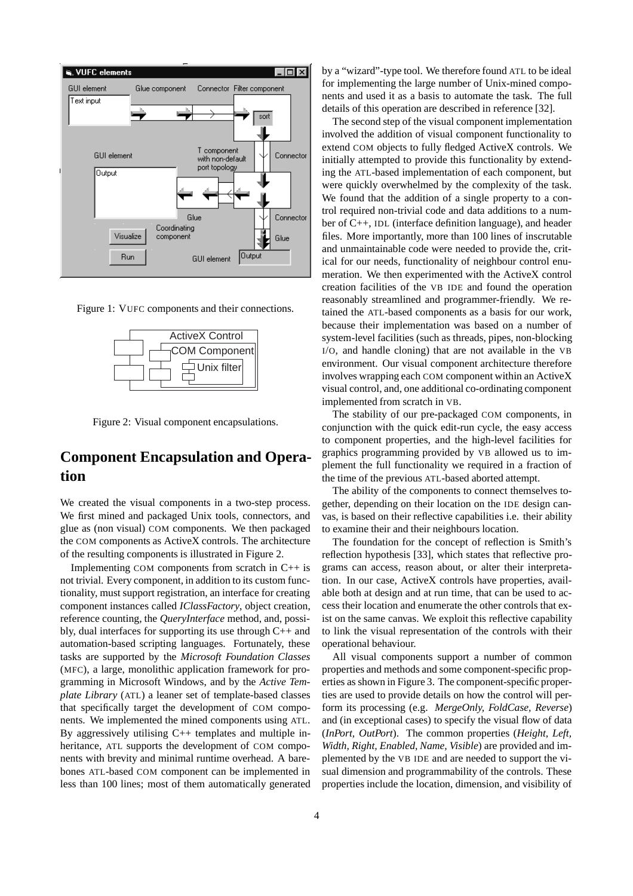VUFC elements

GUI element

Glue component

Connector

Filter component

Text input

sort

GUI element

T component with non-default port topology

Connector

Output

Glue

Connector

Visualize

Coordinating component

Glue

Run

GUI element

Output

Figure 1: VUFC components and their connections.

ActiveX Control

COM Component

Unix filter

Figure 2: Visual component encapsulations.

## Component Encapsulation and Operation

We created the visual components in a two-step process. We first mined and packaged Unix tools, connectors, and glue as (non visual) COM components. We then packaged the COM components as ActiveX controls. The architecture of the resulting components is illustrated in Figure 2.

Implementing COM components from scratch in C++ is not trivial. Every component, in addition to its custom functionality, must support registration, an interface for creating component instances called *IClassFactory*, object creation, reference counting, the *QueryInterface* method, and, possibly, dual interfaces for supporting its use through C++ and automation-based scripting languages. Fortunately, these tasks are supported by the *Microsoft Foundation Classes* (MFC), a large, monolithic application framework for programming in Microsoft Windows, and by the *Active Template Library* (ATL) a leaner set of template-based classes that specifically target the development of COM components. We implemented the mined components using ATL. By aggressively utilising C++ templates and multiple inheritance, ATL supports the development of COM components with brevity and minimal runtime overhead. A bare-bones ATL-based COM component can be implemented in less than 100 lines; most of them automatically generated by a "wizard"-type tool. We therefore found ATL to be ideal for implementing the large number of Unix-mined components and used it as a basis to automate the task. The full details of this operation are described in reference [32].

The second step of the visual component implementation involved the addition of visual component functionality to extend COM objects to fully fledged ActiveX controls. We initially attempted to provide this functionality by extending the ATL-based implementation of each component, but were quickly overwhelmed by the complexity of the task. We found that the addition of a single property to a control required non-trivial code and data additions to a number of C++, IDL (interface definition language), and header files. More importantly, more than 100 lines of inscrutable and unmaintainable code were needed to provide the, critical for our needs, functionality of neighbour control enumeration. We then experimented with the ActiveX control creation facilities of the VB IDE and found the operation reasonably streamlined and programmer-friendly. We retained the ATL-based components as a basis for our work, because their implementation was based on a number of system-level facilities (such as threads, pipes, non-blocking I/O, and handle cloning) that are not available in the VB environment. Our visual component architecture therefore involves wrapping each COM component within an ActiveX visual control, and, one additional co-ordinating component implemented from scratch in VB.

The stability of our pre-packaged COM components, in conjunction with the quick edit-run cycle, the easy access to component properties, and the high-level facilities for graphics programming provided by VB allowed us to implement the full functionality we required in a fraction of the time of the previous ATL-based aborted attempt.

The ability of the components to connect themselves together, depending on their location on the IDE design canvas, is based on their reflective capabilities i.e. their ability to examine their and their neighbours location.

The foundation for the concept of reflection is Smith's reflection hypothesis [33], which states that reflective programs can access, reason about, or alter their interpretation. In our case, ActiveX controls have properties, available both at design and at run time, that can be used to access their location and enumerate the other controls that exist on the same canvas. We exploit this reflective capability to link the visual representation of the controls with their operational behaviour.

All visual components support a number of common properties and methods and some component-specific properties as shown in Figure 3. The component-specific properties are used to provide details on how the control will perform its processing (e.g. *MergeOnly, FoldCase, Reverse*) and (in exceptional cases) to specify the visual flow of data (*InPort, OutPort*). The common properties (*Height, Left, Width, Right, Enabled, Name, Visible*) are provided and implemented by the VB IDE and are needed to support the visual dimension and programmability of the controls. These properties include the location, dimension, and visibility of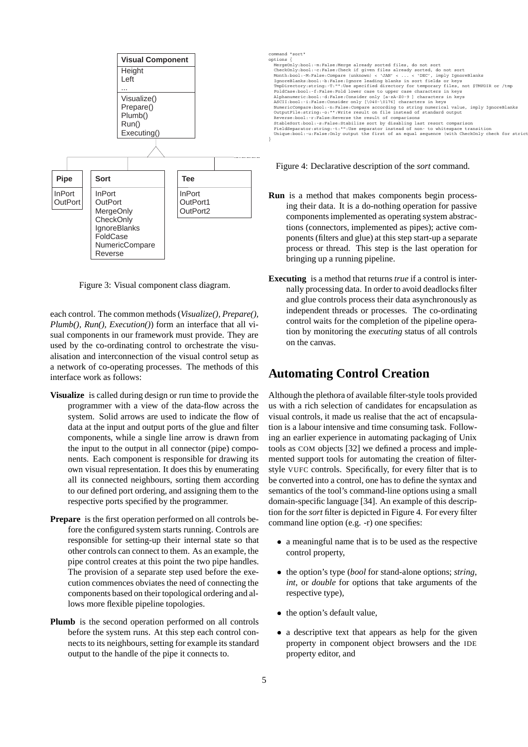| Visual Component |
| --- |
| Height |
| Left |
| ... |
| Visualize() |
| Prepare() |
| Plumb() |
| Run() |
| Executing() |

| Pipe |
| --- |
| InPort |
| OutPort |

| Sort |
| --- |
| InPort |
| OutPort |
| MergeOnly |
| CheckOnly |
| IgnoreBlanks |
| FoldCase |
| NumericCompare |
| Reverse |

| Tee |
| --- |
| InPort |
| OutPort1 |
| OutPort2 |

Figure 3: Visual component class diagram.

each control. The common methods (*Visualize(), Prepare(), Plumb(), Run(), Execution()*) form an interface that all visual components in our framework must provide. They are used by the co-ordinating control to orchestrate the visualisation and interconnection of the visual control setup as a network of co-operating processes. The methods of this interface work as follows:

**Visualize** is called during design or run time to provide the programmer with a view of the data-flow across the system. Solid arrows are used to indicate the flow of data at the input and output ports of the glue and filter components, while a single line arrow is drawn from the input to the output in all connector (pipe) components. Each component is responsible for drawing its own visual representation. It does this by enumerating all its connected neighbours, sorting them according to our defined port ordering, and assigning them to the respective ports specified by the programmer.

**Prepare** is the first operation performed on all controls before the configured system starts running. Controls are responsible for setting-up their internal state so that other controls can connect to them. As an example, the pipe control creates at this point the two pipe handles. The provision of a separate step used before the execution commences obviates the need of connecting the components based on their topological ordering and allows more flexible pipeline topologies.

**Plumb** is the second operation performed on all controls before the system runs. At this step each control connects to its neighbours, setting for example its standard output to the handle of the pipe it connects to.

```
command "sort"
options {
  MergeOnly:bool:-m:False:Merge already sorted files, do not sort
  CheckOnly:bool:-c:False:Check if given files already sorted, do not sort
  Month:bool:-M:False:Compare (unknown) < 'JAN' < ... < 'DEC', imply IgnoreBlanks
  IgnoreBlanks:bool:-b:False:Ignore leading blanks in sort fields or keys
  TmpDirectory:string:-T:"":Use specified directory for temporary files, not $TMPDIR or /tmp
  FoldCase:bool:-f:False:Fold lower case to upper case characters in keys
  Alphanumeric:bool:-d:False:Consider only [a-zA-Z0-9 ] characters in keys
  ASCII:bool:-i:False:Consider only [\040-\0176] characters in keys
  NumericCompare:bool:-n:False:Compare according to string numerical value, imply IgnoreBlanks
  OutputFile:string:-o:"":Write result on file instead of standard output
  Reverse:bool:-r:False:Reverse the result of comparisons
  StableSort:bool:-s:False:Stabilize sort by disabling last resort comparison
  FieldSeparator:string:-t:"":Use separator instead of non- to whitespace transition
  Unique:bool:-u:False:Only output the first of an equal sequence (with CheckOnly check for strict
}
```

Figure 4: Declarative description of the *sort* command.

**Run** is a method that makes components begin processing their data. It is a do-nothing operation for passive components implemented as operating system abstractions (connectors, implemented as pipes); active components (filters and glue) at this step start-up a separate process or thread. This step is the last operation for bringing up a running pipeline.

**Executing** is a method that returns *true* if a control is internally processing data. In order to avoid deadlocks filter and glue controls process their data asynchronously as independent threads or processes. The co-ordinating control waits for the completion of the pipeline operation by monitoring the *executing* status of all controls on the canvas.

## Automating Control Creation

Although the plethora of available filter-style tools provided us with a rich selection of candidates for encapsulation as visual controls, it made us realise that the act of encapsulation is a labour intensive and time consuming task. Following an earlier experience in automating packaging of Unix tools as COM objects [32] we defined a process and implemented support tools for automating the creation of filter-style VUFC controls. Specifically, for every filter that is to be converted into a control, one has to define the syntax and semantics of the tool's command-line options using a small domain-specific language [34]. An example of this description for the *sort* filter is depicted in Figure 4. For every filter command line option (e.g. -r) one specifies:

- a meaningful name that is to be used as the respective control property,
- the option's type (*bool* for stand-alone options; *string*, *int*, or *double* for options that take arguments of the respective type),
- the option's default value,
- a descriptive text that appears as help for the given property in component object browsers and the IDE property editor, and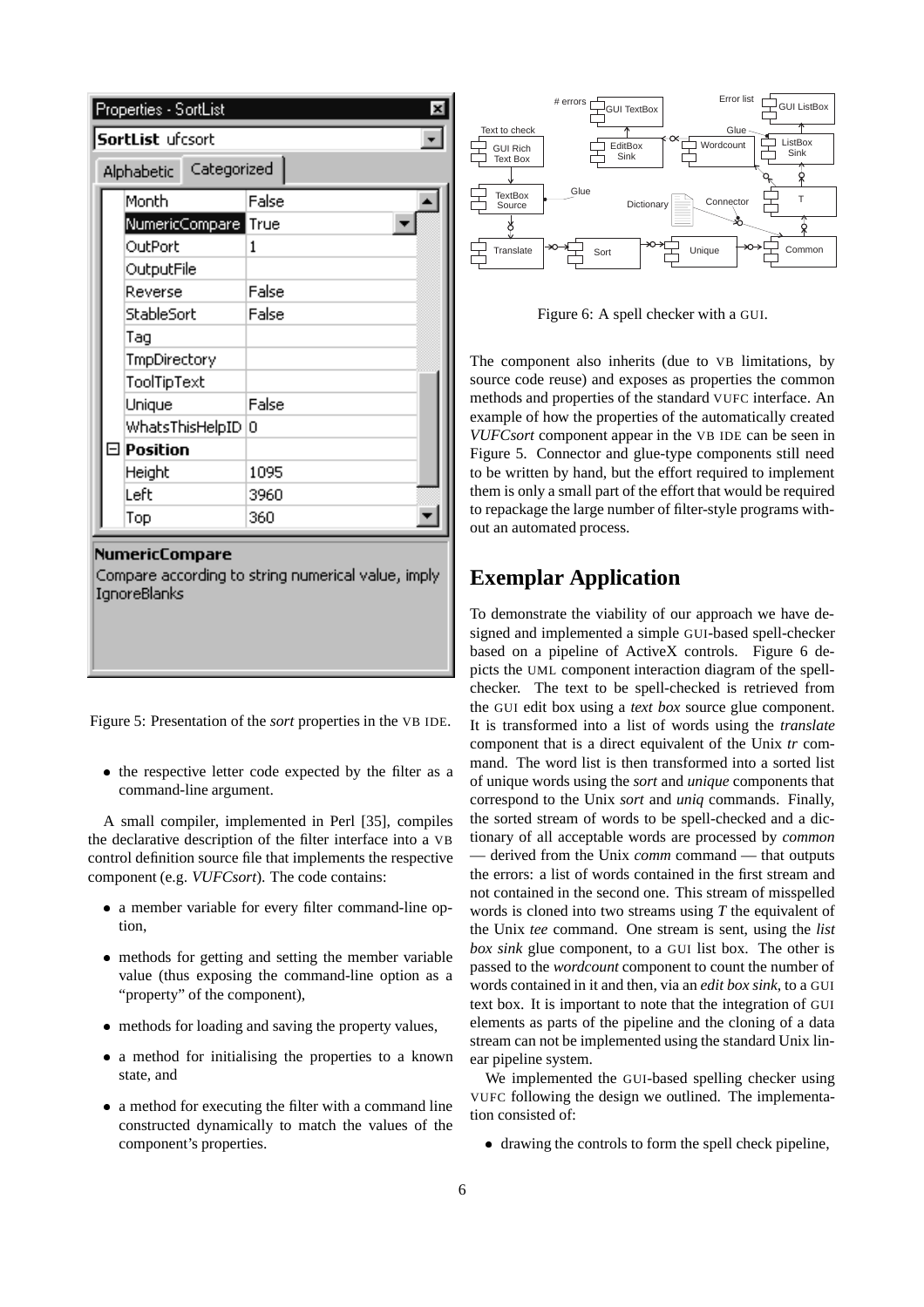Properties - SortList

SortList ufcsort

Alphabetic Categorized

| | |
|---|---|
| Month | False |
| NumericCompare | True |
| OutPort | 1 |
| OutputFile | |
| Reverse | False |
| StableSort | False |
| Tag | |
| TmpDirectory | |
| ToolTipText | |
| Unique | False |
| WhatsThisHelpID | 0 |
| **Position** | |
| Height | 1095 |
| Left | 3960 |
| Top | 360 |

**NumericCompare**
Compare according to string numerical value, imply IgnoreBlanks

Figure 5: Presentation of the *sort* properties in the VB IDE.

- the respective letter code expected by the filter as a command-line argument.

A small compiler, implemented in Perl [35], compiles the declarative description of the filter interface into a VB control definition source file that implements the respective component (e.g. *VUFCsort*). The code contains:

- a member variable for every filter command-line option,
- methods for getting and setting the member variable value (thus exposing the command-line option as a "property" of the component),
- methods for loading and saving the property values,
- a method for initialising the properties to a known state, and
- a method for executing the filter with a command line constructed dynamically to match the values of the component's properties.

\# errors
GUI TextBox
Error list
GUI ListBox
Text to check
GUI Rich Text Box
EditBox Sink
Wordcount
Glue
ListBox Sink
T
TextBox Source
Glue
Dictionary
Connector
Translate
Sort
Unique
Common

Figure 6: A spell checker with a GUI.

The component also inherits (due to VB limitations, by source code reuse) and exposes as properties the common methods and properties of the standard VUFC interface. An example of how the properties of the automatically created *VUFCsort* component appear in the VB IDE can be seen in Figure 5. Connector and glue-type components still need to be written by hand, but the effort required to implement them is only a small part of the effort that would be required to repackage the large number of filter-style programs without an automated process.

## Exemplar Application

To demonstrate the viability of our approach we have designed and implemented a simple GUI-based spell-checker based on a pipeline of ActiveX controls. Figure 6 depicts the UML component interaction diagram of the spell-checker. The text to be spell-checked is retrieved from the GUI edit box using a *text box* source glue component. It is transformed into a list of words using the *translate* component that is a direct equivalent of the Unix *tr* command. The word list is then transformed into a sorted list of unique words using the *sort* and *unique* components that correspond to the Unix *sort* and *uniq* commands. Finally, the sorted stream of words to be spell-checked and a dictionary of all acceptable words are processed by *common* — derived from the Unix *comm* command — that outputs the errors: a list of words contained in the first stream and not contained in the second one. This stream of misspelled words is cloned into two streams using *T* the equivalent of the Unix *tee* command. One stream is sent, using the *list box sink* glue component, to a GUI list box. The other is passed to the *wordcount* component to count the number of words contained in it and then, via an *edit box sink*, to a GUI text box. It is important to note that the integration of GUI elements as parts of the pipeline and the cloning of a data stream can not be implemented using the standard Unix linear pipeline system.

We implemented the GUI-based spelling checker using VUFC following the design we outlined. The implementation consisted of:

- drawing the controls to form the spell check pipeline,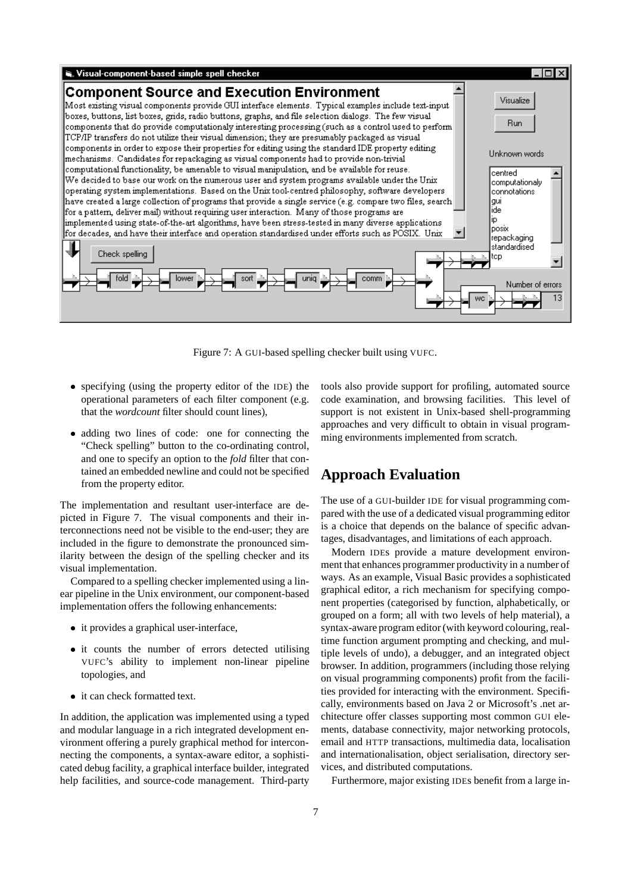Figure 7: A GUI-based spelling checker built using VUFC.

- specifying (using the property editor of the IDE) the operational parameters of each filter component (e.g. that the *wordcount* filter should count lines),
- adding two lines of code: one for connecting the "Check spelling" button to the co-ordinating control, and one to specify an option to the *fold* filter that contained an embedded newline and could not be specified from the property editor.

The implementation and resultant user-interface are depicted in Figure 7. The visual components and their interconnections need not be visible to the end-user; they are included in the figure to demonstrate the pronounced similarity between the design of the spelling checker and its visual implementation.

Compared to a spelling checker implemented using a linear pipeline in the Unix environment, our component-based implementation offers the following enhancements:

- it provides a graphical user-interface,
- it counts the number of errors detected utilising VUFC's ability to implement non-linear pipeline topologies, and
- it can check formatted text.

In addition, the application was implemented using a typed and modular language in a rich integrated development environment offering a purely graphical method for interconnecting the components, a syntax-aware editor, a sophisticated debug facility, a graphical interface builder, integrated help facilities, and source-code management. Third-party tools also provide support for profiling, automated source code examination, and browsing facilities. This level of support is not existent in Unix-based shell-programming approaches and very difficult to obtain in visual programming environments implemented from scratch.

## Approach Evaluation

The use of a GUI-builder IDE for visual programming compared with the use of a dedicated visual programming editor is a choice that depends on the balance of specific advantages, disadvantages, and limitations of each approach.

Modern IDEs provide a mature development environment that enhances programmer productivity in a number of ways. As an example, Visual Basic provides a sophisticated graphical editor, a rich mechanism for specifying component properties (categorised by function, alphabetically, or grouped on a form; all with two levels of help material), a syntax-aware program editor (with keyword colouring, real-time function argument prompting and checking, and multiple levels of undo), a debugger, and an integrated object browser. In addition, programmers (including those relying on visual programming components) profit from the facilities provided for interacting with the environment. Specifically, environments based on Java 2 or Microsoft's .net architecture offer classes supporting most common GUI elements, database connectivity, major networking protocols, email and HTTP transactions, multimedia data, localisation and internationalisation, object serialisation, directory services, and distributed computations.

Furthermore, major existing IDEs benefit from a large in-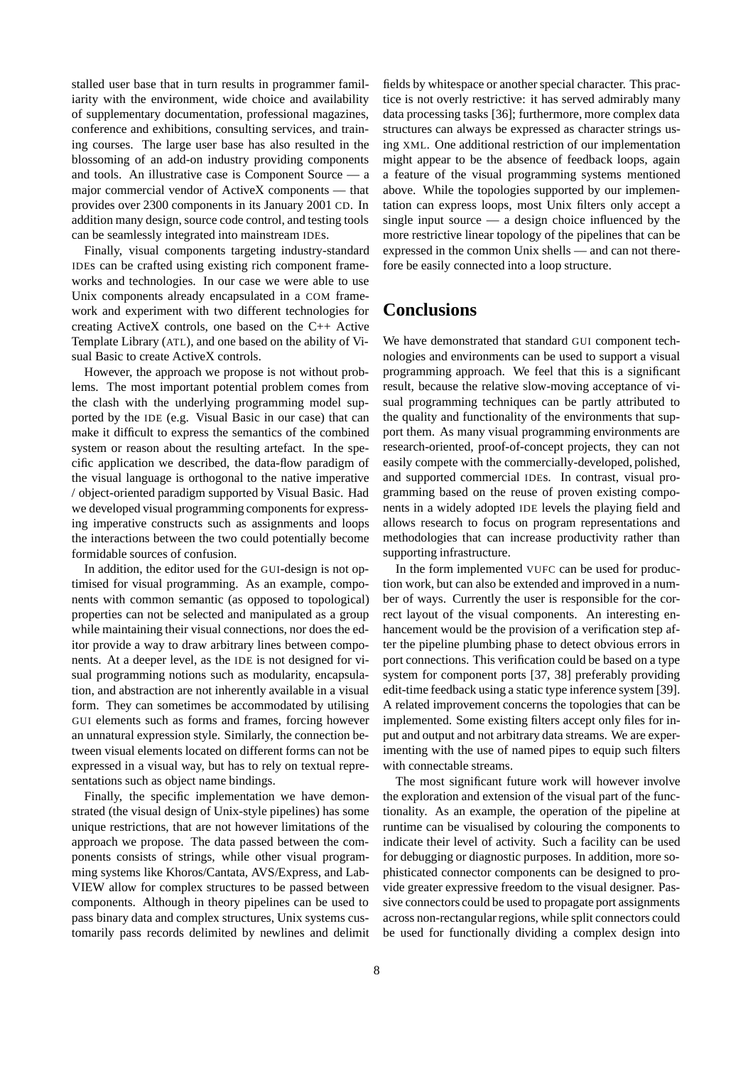stalled user base that in turn results in programmer familiarity with the environment, wide choice and availability of supplementary documentation, professional magazines, conference and exhibitions, consulting services, and training courses. The large user base has also resulted in the blossoming of an add-on industry providing components and tools. An illustrative case is Component Source — a major commercial vendor of ActiveX components — that provides over 2300 components in its January 2001 CD. In addition many design, source code control, and testing tools can be seamlessly integrated into mainstream IDEs.

Finally, visual components targeting industry-standard IDEs can be crafted using existing rich component frameworks and technologies. In our case we were able to use Unix components already encapsulated in a COM framework and experiment with two different technologies for creating ActiveX controls, one based on the C++ Active Template Library (ATL), and one based on the ability of Visual Basic to create ActiveX controls.

However, the approach we propose is not without problems. The most important potential problem comes from the clash with the underlying programming model supported by the IDE (e.g. Visual Basic in our case) that can make it difficult to express the semantics of the combined system or reason about the resulting artefact. In the specific application we described, the data-flow paradigm of the visual language is orthogonal to the native imperative / object-oriented paradigm supported by Visual Basic. Had we developed visual programming components for expressing imperative constructs such as assignments and loops the interactions between the two could potentially become formidable sources of confusion.

In addition, the editor used for the GUI-design is not optimised for visual programming. As an example, components with common semantic (as opposed to topological) properties can not be selected and manipulated as a group while maintaining their visual connections, nor does the editor provide a way to draw arbitrary lines between components. At a deeper level, as the IDE is not designed for visual programming notions such as modularity, encapsulation, and abstraction are not inherently available in a visual form. They can sometimes be accommodated by utilising GUI elements such as forms and frames, forcing however an unnatural expression style. Similarly, the connection between visual elements located on different forms can not be expressed in a visual way, but has to rely on textual representations such as object name bindings.

Finally, the specific implementation we have demonstrated (the visual design of Unix-style pipelines) has some unique restrictions, that are not however limitations of the approach we propose. The data passed between the components consists of strings, while other visual programming systems like Khoros/Cantata, AVS/Express, and LabVIEW allow for complex structures to be passed between components. Although in theory pipelines can be used to pass binary data and complex structures, Unix systems customarily pass records delimited by newlines and delimit fields by whitespace or another special character. This practice is not overly restrictive: it has served admirably many data processing tasks [36]; furthermore, more complex data structures can always be expressed as character strings using XML. One additional restriction of our implementation might appear to be the absence of feedback loops, again a feature of the visual programming systems mentioned above. While the topologies supported by our implementation can express loops, most Unix filters only accept a single input source — a design choice influenced by the more restrictive linear topology of the pipelines that can be expressed in the common Unix shells — and can not therefore be easily connected into a loop structure.

## Conclusions

We have demonstrated that standard GUI component technologies and environments can be used to support a visual programming approach. We feel that this is a significant result, because the relative slow-moving acceptance of visual programming techniques can be partly attributed to the quality and functionality of the environments that support them. As many visual programming environments are research-oriented, proof-of-concept projects, they can not easily compete with the commercially-developed, polished, and supported commercial IDEs. In contrast, visual programming based on the reuse of proven existing components in a widely adopted IDE levels the playing field and allows research to focus on program representations and methodologies that can increase productivity rather than supporting infrastructure.

In the form implemented VUFC can be used for production work, but can also be extended and improved in a number of ways. Currently the user is responsible for the correct layout of the visual components. An interesting enhancement would be the provision of a verification step after the pipeline plumbing phase to detect obvious errors in port connections. This verification could be based on a type system for component ports [37, 38] preferably providing edit-time feedback using a static type inference system [39]. A related improvement concerns the topologies that can be implemented. Some existing filters accept only files for input and output and not arbitrary data streams. We are experimenting with the use of named pipes to equip such filters with connectable streams.

The most significant future work will however involve the exploration and extension of the visual part of the functionality. As an example, the operation of the pipeline at runtime can be visualised by colouring the components to indicate their level of activity. Such a facility can be used for debugging or diagnostic purposes. In addition, more sophisticated connector components can be designed to provide greater expressive freedom to the visual designer. Passive connectors could be used to propagate port assignments across non-rectangular regions, while split connectors could be used for functionally dividing a complex design into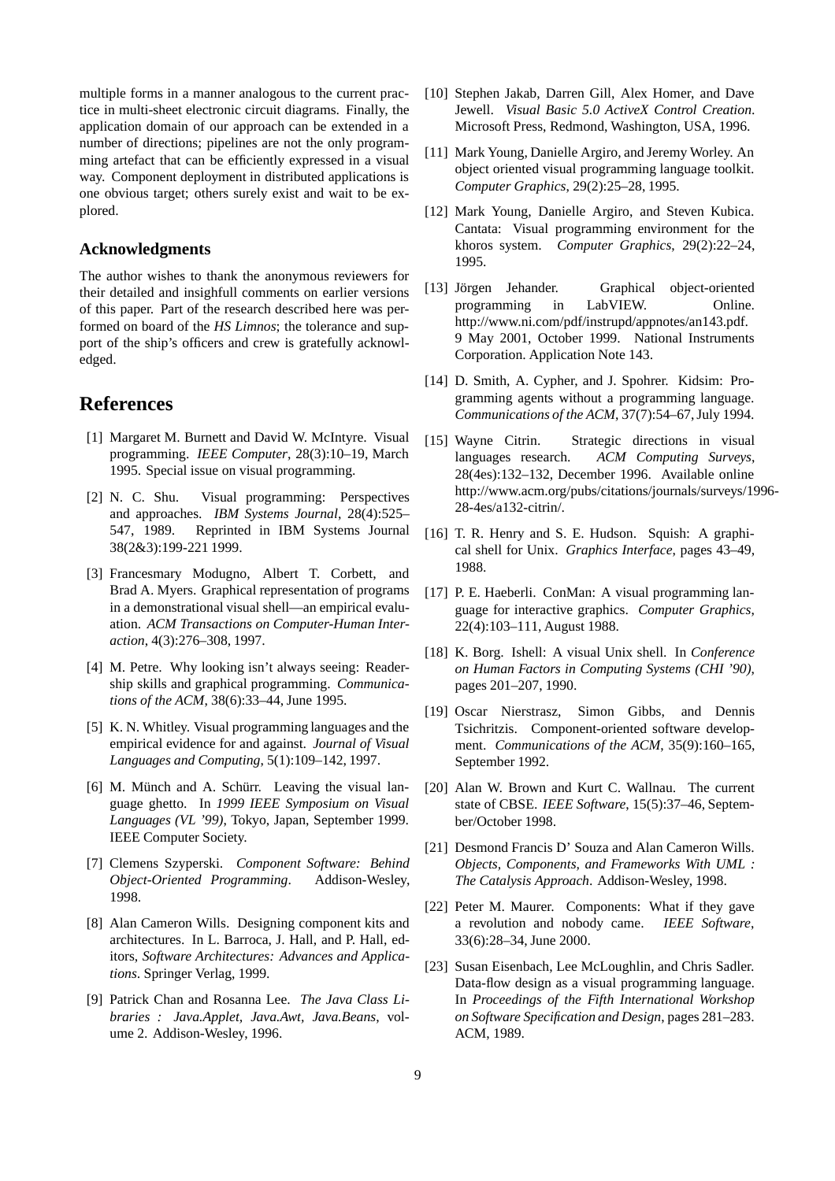multiple forms in a manner analogous to the current practice in multi-sheet electronic circuit diagrams. Finally, the application domain of our approach can be extended in a number of directions; pipelines are not the only programming artefact that can be efficiently expressed in a visual way. Component deployment in distributed applications is one obvious target; others surely exist and wait to be explored.

### Acknowledgments

The author wishes to thank the anonymous reviewers for their detailed and insighfull comments on earlier versions of this paper. Part of the research described here was performed on board of the *HS Limnos*; the tolerance and support of the ship's officers and crew is gratefully acknowledged.

## References

[1] Margaret M. Burnett and David W. McIntyre. Visual programming. *IEEE Computer*, 28(3):10–19, March 1995. Special issue on visual programming.

[2] N. C. Shu. Visual programming: Perspectives and approaches. *IBM Systems Journal*, 28(4):525–547, 1989. Reprinted in IBM Systems Journal 38(2&3):199-221 1999.

[3] Francesmary Modugno, Albert T. Corbett, and Brad A. Myers. Graphical representation of programs in a demonstrational visual shell—an empirical evaluation. *ACM Transactions on Computer-Human Interaction*, 4(3):276–308, 1997.

[4] M. Petre. Why looking isn't always seeing: Readership skills and graphical programming. *Communications of the ACM*, 38(6):33–44, June 1995.

[5] K. N. Whitley. Visual programming languages and the empirical evidence for and against. *Journal of Visual Languages and Computing*, 5(1):109–142, 1997.

[6] M. Münch and A. Schürr. Leaving the visual language ghetto. In *1999 IEEE Symposium on Visual Languages (VL '99)*, Tokyo, Japan, September 1999. IEEE Computer Society.

[7] Clemens Szyperski. *Component Software: Behind Object-Oriented Programming*. Addison-Wesley, 1998.

[8] Alan Cameron Wills. Designing component kits and architectures. In L. Barroca, J. Hall, and P. Hall, editors, *Software Architectures: Advances and Applications*. Springer Verlag, 1999.

[9] Patrick Chan and Rosanna Lee. *The Java Class Libraries : Java.Applet, Java.Awt, Java.Beans*, volume 2. Addison-Wesley, 1996.

[10] Stephen Jakab, Darren Gill, Alex Homer, and Dave Jewell. *Visual Basic 5.0 ActiveX Control Creation*. Microsoft Press, Redmond, Washington, USA, 1996.

[11] Mark Young, Danielle Argiro, and Jeremy Worley. An object oriented visual programming language toolkit. *Computer Graphics*, 29(2):25–28, 1995.

[12] Mark Young, Danielle Argiro, and Steven Kubica. Cantata: Visual programming environment for the khoros system. *Computer Graphics*, 29(2):22–24, 1995.

[13] Jörgen Jehander. Graphical object-oriented programming in LabVIEW. Online. http://www.ni.com/pdf/instrupd/appnotes/an143.pdf. 9 May 2001, October 1999. National Instruments Corporation. Application Note 143.

[14] D. Smith, A. Cypher, and J. Spohrer. Kidsim: Programming agents without a programming language. *Communications of the ACM*, 37(7):54–67, July 1994.

[15] Wayne Citrin. Strategic directions in visual languages research. *ACM Computing Surveys*, 28(4es):132–132, December 1996. Available online http://www.acm.org/pubs/citations/journals/surveys/1996-28-4es/a132-citrin/.

[16] T. R. Henry and S. E. Hudson. Squish: A graphical shell for Unix. *Graphics Interface*, pages 43–49, 1988.

[17] P. E. Haeberli. ConMan: A visual programming language for interactive graphics. *Computer Graphics*, 22(4):103–111, August 1988.

[18] K. Borg. Ishell: A visual Unix shell. In *Conference on Human Factors in Computing Systems (CHI '90)*, pages 201–207, 1990.

[19] Oscar Nierstrasz, Simon Gibbs, and Dennis Tsichritzis. Component-oriented software development. *Communications of the ACM*, 35(9):160–165, September 1992.

[20] Alan W. Brown and Kurt C. Wallnau. The current state of CBSE. *IEEE Software*, 15(5):37–46, September/October 1998.

[21] Desmond Francis D' Souza and Alan Cameron Wills. *Objects, Components, and Frameworks With UML : The Catalysis Approach*. Addison-Wesley, 1998.

[22] Peter M. Maurer. Components: What if they gave a revolution and nobody came. *IEEE Software*, 33(6):28–34, June 2000.

[23] Susan Eisenbach, Lee McLoughlin, and Chris Sadler. Data-flow design as a visual programming language. In *Proceedings of the Fifth International Workshop on Software Specification and Design*, pages 281–283. ACM, 1989.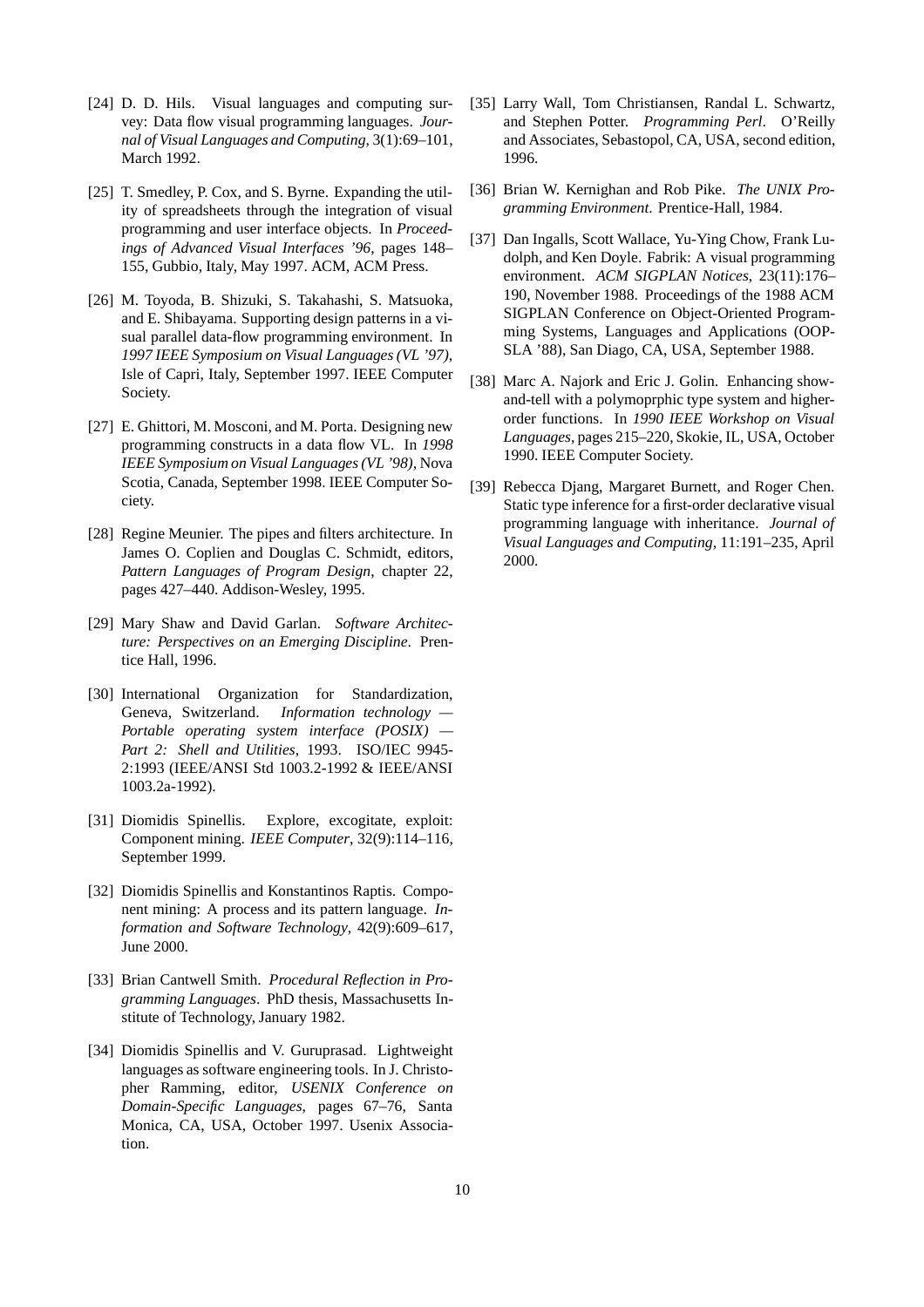[24] D. D. Hils. Visual languages and computing survey: Data flow visual programming languages. *Journal of Visual Languages and Computing*, 3(1):69–101, March 1992.

[25] T. Smedley, P. Cox, and S. Byrne. Expanding the utility of spreadsheets through the integration of visual programming and user interface objects. In *Proceedings of Advanced Visual Interfaces '96*, pages 148–155, Gubbio, Italy, May 1997. ACM, ACM Press.

[26] M. Toyoda, B. Shizuki, S. Takahashi, S. Matsuoka, and E. Shibayama. Supporting design patterns in a visual parallel data-flow programming environment. In *1997 IEEE Symposium on Visual Languages (VL '97)*, Isle of Capri, Italy, September 1997. IEEE Computer Society.

[27] E. Ghittori, M. Mosconi, and M. Porta. Designing new programming constructs in a data flow VL. In *1998 IEEE Symposium on Visual Languages (VL '98)*, Nova Scotia, Canada, September 1998. IEEE Computer Society.

[28] Regine Meunier. The pipes and filters architecture. In James O. Coplien and Douglas C. Schmidt, editors, *Pattern Languages of Program Design*, chapter 22, pages 427–440. Addison-Wesley, 1995.

[29] Mary Shaw and David Garlan. *Software Architecture: Perspectives on an Emerging Discipline*. Prentice Hall, 1996.

[30] International Organization for Standardization, Geneva, Switzerland. *Information technology — Portable operating system interface (POSIX) — Part 2: Shell and Utilities*, 1993. ISO/IEC 9945-2:1993 (IEEE/ANSI Std 1003.2-1992 & IEEE/ANSI 1003.2a-1992).

[31] Diomidis Spinellis. Explore, excogitate, exploit: Component mining. *IEEE Computer*, 32(9):114–116, September 1999.

[32] Diomidis Spinellis and Konstantinos Raptis. Component mining: A process and its pattern language. *Information and Software Technology*, 42(9):609–617, June 2000.

[33] Brian Cantwell Smith. *Procedural Reflection in Programming Languages*. PhD thesis, Massachusetts Institute of Technology, January 1982.

[34] Diomidis Spinellis and V. Guruprasad. Lightweight languages as software engineering tools. In J. Christopher Ramming, editor, *USENIX Conference on Domain-Specific Languages*, pages 67–76, Santa Monica, CA, USA, October 1997. Usenix Association.

[35] Larry Wall, Tom Christiansen, Randal L. Schwartz, and Stephen Potter. *Programming Perl*. O'Reilly and Associates, Sebastopol, CA, USA, second edition, 1996.

[36] Brian W. Kernighan and Rob Pike. *The UNIX Programming Environment*. Prentice-Hall, 1984.

[37] Dan Ingalls, Scott Wallace, Yu-Ying Chow, Frank Ludolph, and Ken Doyle. Fabrik: A visual programming environment. *ACM SIGPLAN Notices*, 23(11):176–190, November 1988. Proceedings of the 1988 ACM SIGPLAN Conference on Object-Oriented Programming Systems, Languages and Applications (OOPSLA '88), San Diago, CA, USA, September 1988.

[38] Marc A. Najork and Eric J. Golin. Enhancing show-and-tell with a polymoprphic type system and higher-order functions. In *1990 IEEE Workshop on Visual Languages*, pages 215–220, Skokie, IL, USA, October 1990. IEEE Computer Society.

[39] Rebecca Djang, Margaret Burnett, and Roger Chen. Static type inference for a first-order declarative visual programming language with inheritance. *Journal of Visual Languages and Computing*, 11:191–235, April 2000.